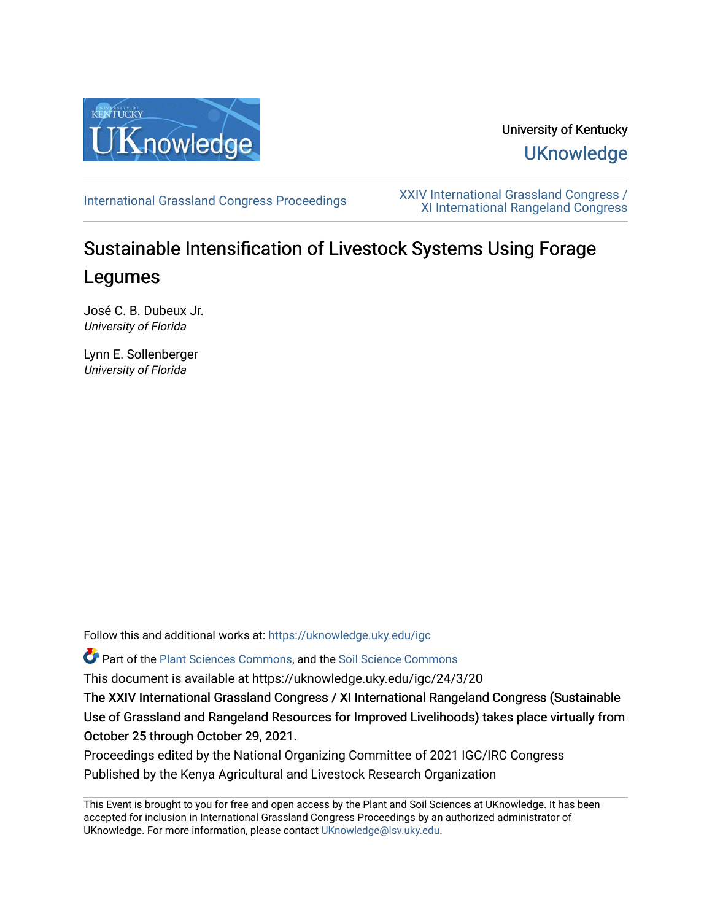University of Kentucky

UKnowledge

International Grassland Congress Proceedings

XXIV International Grassland Congress / XI International Rangeland Congress

# Sustainable Intensification of Livestock Systems Using Forage Legumes

José C. B. Dubeux Jr.
*University of Florida*

Lynn E. Sollenberger
*University of Florida*

Follow this and additional works at: https://uknowledge.uky.edu/igc

Part of the Plant Sciences Commons, and the Soil Science Commons

This document is available at https://uknowledge.uky.edu/igc/24/3/20

**The XXIV International Grassland Congress / XI International Rangeland Congress (Sustainable Use of Grassland and Rangeland Resources for Improved Livelihoods) takes place virtually from October 25 through October 29, 2021.**

Proceedings edited by the National Organizing Committee of 2021 IGC/IRC Congress

Published by the Kenya Agricultural and Livestock Research Organization

This Event is brought to you for free and open access by the Plant and Soil Sciences at UKnowledge. It has been accepted for inclusion in International Grassland Congress Proceedings by an authorized administrator of UKnowledge. For more information, please contact UKnowledge@lsv.uky.edu.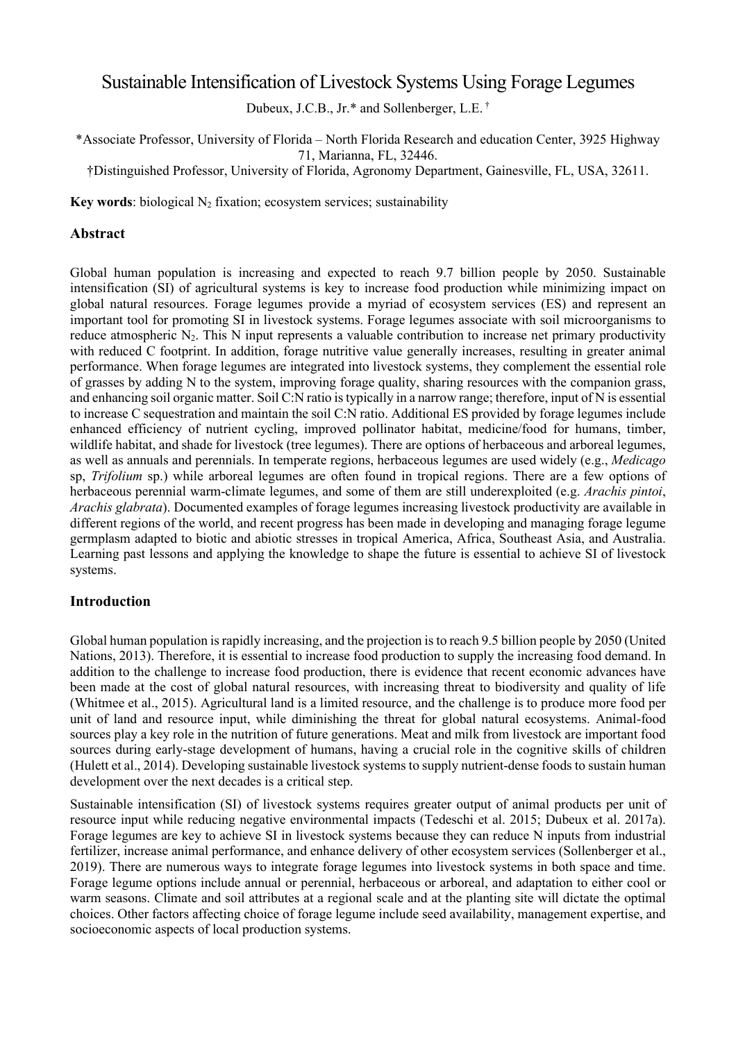# Sustainable Intensification of Livestock Systems Using Forage Legumes

Dubeux, J.C.B., Jr.* and Sollenberger, L.E. †

*Associate Professor, University of Florida – North Florida Research and education Center, 3925 Highway 71, Marianna, FL, 32446.

†Distinguished Professor, University of Florida, Agronomy Department, Gainesville, FL, USA, 32611.

**Key words**: biological $N_2$ fixation; ecosystem services; sustainability

## Abstract

Global human population is increasing and expected to reach 9.7 billion people by 2050. Sustainable intensification (SI) of agricultural systems is key to increase food production while minimizing impact on global natural resources. Forage legumes provide a myriad of ecosystem services (ES) and represent an important tool for promoting SI in livestock systems. Forage legumes associate with soil microorganisms to reduce atmospheric $N_2$. This N input represents a valuable contribution to increase net primary productivity with reduced C footprint. In addition, forage nutritive value generally increases, resulting in greater animal performance. When forage legumes are integrated into livestock systems, they complement the essential role of grasses by adding N to the system, improving forage quality, sharing resources with the companion grass, and enhancing soil organic matter. Soil C:N ratio is typically in a narrow range; therefore, input of N is essential to increase C sequestration and maintain the soil C:N ratio. Additional ES provided by forage legumes include enhanced efficiency of nutrient cycling, improved pollinator habitat, medicine/food for humans, timber, wildlife habitat, and shade for livestock (tree legumes). There are options of herbaceous and arboreal legumes, as well as annuals and perennials. In temperate regions, herbaceous legumes are used widely (e.g., *Medicago* sp, *Trifolium* sp.) while arboreal legumes are often found in tropical regions. There are a few options of herbaceous perennial warm-climate legumes, and some of them are still underexploited (e.g. *Arachis pintoi*, *Arachis glabrata*). Documented examples of forage legumes increasing livestock productivity are available in different regions of the world, and recent progress has been made in developing and managing forage legume germplasm adapted to biotic and abiotic stresses in tropical America, Africa, Southeast Asia, and Australia. Learning past lessons and applying the knowledge to shape the future is essential to achieve SI of livestock systems.

## Introduction

Global human population is rapidly increasing, and the projection is to reach 9.5 billion people by 2050 (United Nations, 2013). Therefore, it is essential to increase food production to supply the increasing food demand. In addition to the challenge to increase food production, there is evidence that recent economic advances have been made at the cost of global natural resources, with increasing threat to biodiversity and quality of life (Whitmee et al., 2015). Agricultural land is a limited resource, and the challenge is to produce more food per unit of land and resource input, while diminishing the threat for global natural ecosystems. Animal-food sources play a key role in the nutrition of future generations. Meat and milk from livestock are important food sources during early-stage development of humans, having a crucial role in the cognitive skills of children (Hulett et al., 2014). Developing sustainable livestock systems to supply nutrient-dense foods to sustain human development over the next decades is a critical step.

Sustainable intensification (SI) of livestock systems requires greater output of animal products per unit of resource input while reducing negative environmental impacts (Tedeschi et al. 2015; Dubeux et al. 2017a). Forage legumes are key to achieve SI in livestock systems because they can reduce N inputs from industrial fertilizer, increase animal performance, and enhance delivery of other ecosystem services (Sollenberger et al., 2019). There are numerous ways to integrate forage legumes into livestock systems in both space and time. Forage legume options include annual or perennial, herbaceous or arboreal, and adaptation to either cool or warm seasons. Climate and soil attributes at a regional scale and at the planting site will dictate the optimal choices. Other factors affecting choice of forage legume include seed availability, management expertise, and socioeconomic aspects of local production systems.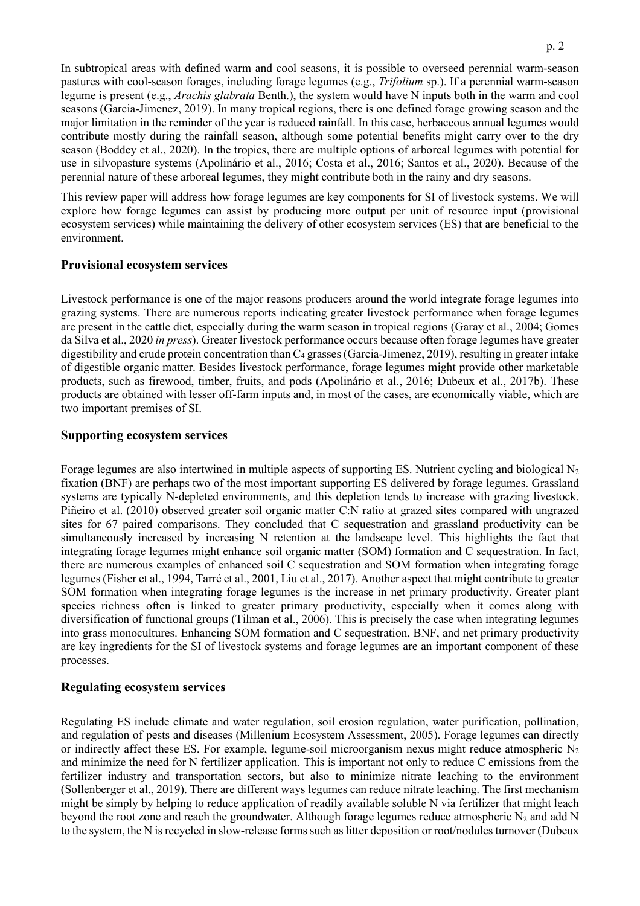In subtropical areas with defined warm and cool seasons, it is possible to overseed perennial warm-season pastures with cool-season forages, including forage legumes (e.g., *Trifolium* sp.). If a perennial warm-season legume is present (e.g., *Arachis glabrata* Benth.), the system would have N inputs both in the warm and cool seasons (Garcia-Jimenez, 2019). In many tropical regions, there is one defined forage growing season and the major limitation in the reminder of the year is reduced rainfall. In this case, herbaceous annual legumes would contribute mostly during the rainfall season, although some potential benefits might carry over to the dry season (Boddey et al., 2020). In the tropics, there are multiple options of arboreal legumes with potential for use in silvopasture systems (Apolinário et al., 2016; Costa et al., 2016; Santos et al., 2020). Because of the perennial nature of these arboreal legumes, they might contribute both in the rainy and dry seasons.

This review paper will address how forage legumes are key components for SI of livestock systems. We will explore how forage legumes can assist by producing more output per unit of resource input (provisional ecosystem services) while maintaining the delivery of other ecosystem services (ES) that are beneficial to the environment.

## Provisional ecosystem services

Livestock performance is one of the major reasons producers around the world integrate forage legumes into grazing systems. There are numerous reports indicating greater livestock performance when forage legumes are present in the cattle diet, especially during the warm season in tropical regions (Garay et al., 2004; Gomes da Silva et al., 2020 *in press*). Greater livestock performance occurs because often forage legumes have greater digestibility and crude protein concentration than $C_4$ grasses (Garcia-Jimenez, 2019), resulting in greater intake of digestible organic matter. Besides livestock performance, forage legumes might provide other marketable products, such as firewood, timber, fruits, and pods (Apolinário et al., 2016; Dubeux et al., 2017b). These products are obtained with lesser off-farm inputs and, in most of the cases, are economically viable, which are two important premises of SI.

## Supporting ecosystem services

Forage legumes are also intertwined in multiple aspects of supporting ES. Nutrient cycling and biological $N_2$ fixation (BNF) are perhaps two of the most important supporting ES delivered by forage legumes. Grassland systems are typically N-depleted environments, and this depletion tends to increase with grazing livestock. Piñeiro et al. (2010) observed greater soil organic matter C:N ratio at grazed sites compared with ungrazed sites for 67 paired comparisons. They concluded that C sequestration and grassland productivity can be simultaneously increased by increasing N retention at the landscape level. This highlights the fact that integrating forage legumes might enhance soil organic matter (SOM) formation and C sequestration. In fact, there are numerous examples of enhanced soil C sequestration and SOM formation when integrating forage legumes (Fisher et al., 1994, Tarré et al., 2001, Liu et al., 2017). Another aspect that might contribute to greater SOM formation when integrating forage legumes is the increase in net primary productivity. Greater plant species richness often is linked to greater primary productivity, especially when it comes along with diversification of functional groups (Tilman et al., 2006). This is precisely the case when integrating legumes into grass monocultures. Enhancing SOM formation and C sequestration, BNF, and net primary productivity are key ingredients for the SI of livestock systems and forage legumes are an important component of these processes.

## Regulating ecosystem services

Regulating ES include climate and water regulation, soil erosion regulation, water purification, pollination, and regulation of pests and diseases (Millenium Ecosystem Assessment, 2005). Forage legumes can directly or indirectly affect these ES. For example, legume-soil microorganism nexus might reduce atmospheric $N_2$ and minimize the need for N fertilizer application. This is important not only to reduce C emissions from the fertilizer industry and transportation sectors, but also to minimize nitrate leaching to the environment (Sollenberger et al., 2019). There are different ways legumes can reduce nitrate leaching. The first mechanism might be simply by helping to reduce application of readily available soluble N via fertilizer that might leach beyond the root zone and reach the groundwater. Although forage legumes reduce atmospheric $N_2$ and add N to the system, the N is recycled in slow-release forms such as litter deposition or root/nodules turnover (Dubeux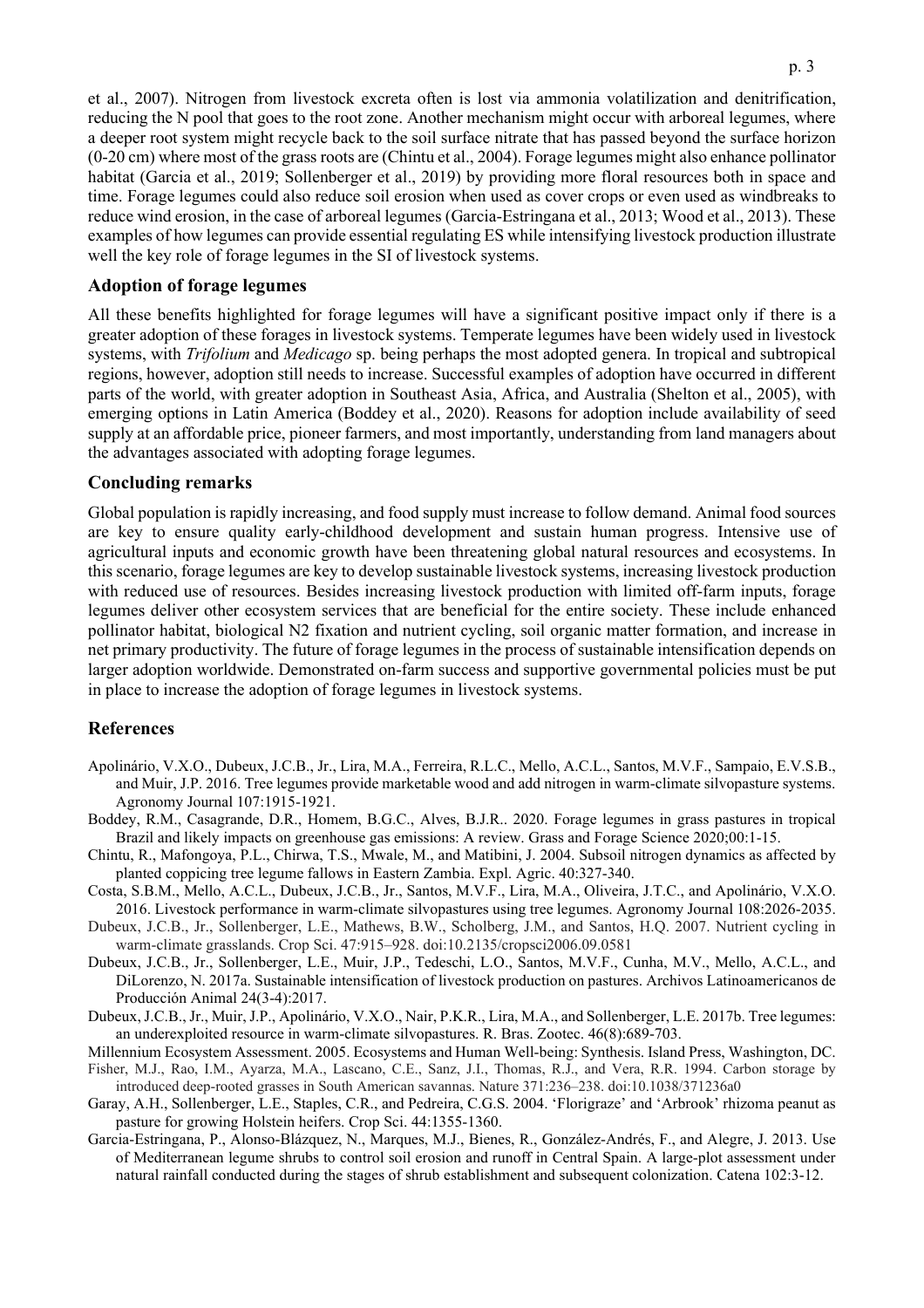et al., 2007). Nitrogen from livestock excreta often is lost via ammonia volatilization and denitrification, reducing the N pool that goes to the root zone. Another mechanism might occur with arboreal legumes, where a deeper root system might recycle back to the soil surface nitrate that has passed beyond the surface horizon (0-20 cm) where most of the grass roots are (Chintu et al., 2004). Forage legumes might also enhance pollinator habitat (Garcia et al., 2019; Sollenberger et al., 2019) by providing more floral resources both in space and time. Forage legumes could also reduce soil erosion when used as cover crops or even used as windbreaks to reduce wind erosion, in the case of arboreal legumes (Garcia-Estringana et al., 2013; Wood et al., 2013). These examples of how legumes can provide essential regulating ES while intensifying livestock production illustrate well the key role of forage legumes in the SI of livestock systems.

## Adoption of forage legumes

All these benefits highlighted for forage legumes will have a significant positive impact only if there is a greater adoption of these forages in livestock systems. Temperate legumes have been widely used in livestock systems, with *Trifolium* and *Medicago* sp. being perhaps the most adopted genera. In tropical and subtropical regions, however, adoption still needs to increase. Successful examples of adoption have occurred in different parts of the world, with greater adoption in Southeast Asia, Africa, and Australia (Shelton et al., 2005), with emerging options in Latin America (Boddey et al., 2020). Reasons for adoption include availability of seed supply at an affordable price, pioneer farmers, and most importantly, understanding from land managers about the advantages associated with adopting forage legumes.

## Concluding remarks

Global population is rapidly increasing, and food supply must increase to follow demand. Animal food sources are key to ensure quality early-childhood development and sustain human progress. Intensive use of agricultural inputs and economic growth have been threatening global natural resources and ecosystems. In this scenario, forage legumes are key to develop sustainable livestock systems, increasing livestock production with reduced use of resources. Besides increasing livestock production with limited off-farm inputs, forage legumes deliver other ecosystem services that are beneficial for the entire society. These include enhanced pollinator habitat, biological $N_2$ fixation and nutrient cycling, soil organic matter formation, and increase in net primary productivity. The future of forage legumes in the process of sustainable intensification depends on larger adoption worldwide. Demonstrated on-farm success and supportive governmental policies must be put in place to increase the adoption of forage legumes in livestock systems.

## References

Apolinário, V.X.O., Dubeux, J.C.B., Jr., Lira, M.A., Ferreira, R.L.C., Mello, A.C.L., Santos, M.V.F., Sampaio, E.V.S.B., and Muir, J.P. 2016. Tree legumes provide marketable wood and add nitrogen in warm-climate silvopasture systems. Agronomy Journal 107:1915-1921.

Boddey, R.M., Casagrande, D.R., Homem, B.G.C., Alves, B.J.R.. 2020. Forage legumes in grass pastures in tropical Brazil and likely impacts on greenhouse gas emissions: A review. Grass and Forage Science 2020;00:1-15.

Chintu, R., Mafongoya, P.L., Chirwa, T.S., Mwale, M., and Matibini, J. 2004. Subsoil nitrogen dynamics as affected by planted coppicing tree legume fallows in Eastern Zambia. Expl. Agric. 40:327-340.

Costa, S.B.M., Mello, A.C.L., Dubeux, J.C.B., Jr., Santos, M.V.F., Lira, M.A., Oliveira, J.T.C., and Apolinário, V.X.O. 2016. Livestock performance in warm-climate silvopastures using tree legumes. Agronomy Journal 108:2026-2035.

Dubeux, J.C.B., Jr., Sollenberger, L.E., Mathews, B.W., Scholberg, J.M., and Santos, H.Q. 2007. Nutrient cycling in warm-climate grasslands. Crop Sci. 47:915–928. doi:10.2135/cropsci2006.09.0581

Dubeux, J.C.B., Jr., Sollenberger, L.E., Muir, J.P., Tedeschi, L.O., Santos, M.V.F., Cunha, M.V., Mello, A.C.L., and DiLorenzo, N. 2017a. Sustainable intensification of livestock production on pastures. Archivos Latinoamericanos de Producción Animal 24(3-4):2017.

Dubeux, J.C.B., Jr., Muir, J.P., Apolinário, V.X.O., Nair, P.K.R., Lira, M.A., and Sollenberger, L.E. 2017b. Tree legumes: an underexploited resource in warm-climate silvopastures. R. Bras. Zootec. 46(8):689-703.

Millennium Ecosystem Assessment. 2005. Ecosystems and Human Well-being: Synthesis. Island Press, Washington, DC.

Fisher, M.J., Rao, I.M., Ayarza, M.A., Lascano, C.E., Sanz, J.I., Thomas, R.J., and Vera, R.R. 1994. Carbon storage by introduced deep-rooted grasses in South American savannas. Nature 371:236–238. doi:10.1038/371236a0

Garay, A.H., Sollenberger, L.E., Staples, C.R., and Pedreira, C.G.S. 2004. 'Florigraze' and 'Arbrook' rhizoma peanut as pasture for growing Holstein heifers. Crop Sci. 44:1355-1360.

Garcia-Estringana, P., Alonso-Blázquez, N., Marques, M.J., Bienes, R., González-Andrés, F., and Alegre, J. 2013. Use of Mediterranean legume shrubs to control soil erosion and runoff in Central Spain. A large-plot assessment under natural rainfall conducted during the stages of shrub establishment and subsequent colonization. Catena 102:3-12.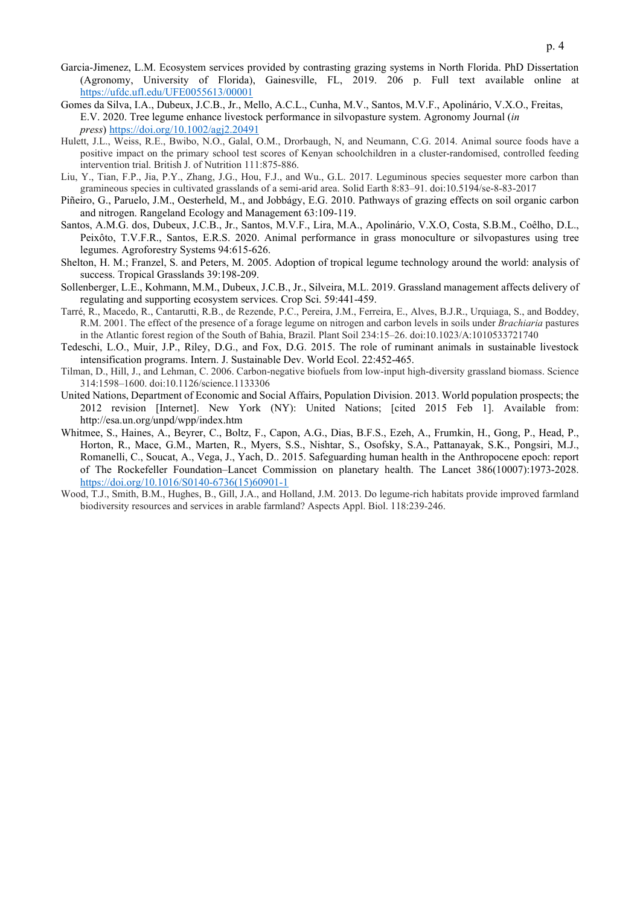Garcia-Jimenez, L.M. Ecosystem services provided by contrasting grazing systems in North Florida. PhD Dissertation (Agronomy, University of Florida), Gainesville, FL, 2019. 206 p. Full text available online at https://ufdc.ufl.edu/UFE0055613/00001

Gomes da Silva, I.A., Dubeux, J.C.B., Jr., Mello, A.C.L., Cunha, M.V., Santos, M.V.F., Apolinário, V.X.O., Freitas, E.V. 2020. Tree legume enhance livestock performance in silvopasture system. Agronomy Journal (*in press*) https://doi.org/10.1002/agj2.20491

Hulett, J.L., Weiss, R.E., Bwibo, N.O., Galal, O.M., Drorbaugh, N, and Neumann, C.G. 2014. Animal source foods have a positive impact on the primary school test scores of Kenyan schoolchildren in a cluster-randomised, controlled feeding intervention trial. British J. of Nutrition 111:875-886.

Liu, Y., Tian, F.P., Jia, P.Y., Zhang, J.G., Hou, F.J., and Wu., G.L. 2017. Leguminous species sequester more carbon than gramineous species in cultivated grasslands of a semi-arid area. Solid Earth 8:83–91. doi:10.5194/se-8-83-2017

Piñeiro, G., Paruelo, J.M., Oesterheld, M., and Jobbágy, E.G. 2010. Pathways of grazing effects on soil organic carbon and nitrogen. Rangeland Ecology and Management 63:109-119.

Santos, A.M.G. dos, Dubeux, J.C.B., Jr., Santos, M.V.F., Lira, M.A., Apolinário, V.X.O, Costa, S.B.M., Coêlho, D.L., Peixôto, T.V.F.R., Santos, E.R.S. 2020. Animal performance in grass monoculture or silvopastures using tree legumes. Agroforestry Systems 94:615-626.

Shelton, H. M.; Franzel, S. and Peters, M. 2005. Adoption of tropical legume technology around the world: analysis of success. Tropical Grasslands 39:198-209.

Sollenberger, L.E., Kohmann, M.M., Dubeux, J.C.B., Jr., Silveira, M.L. 2019. Grassland management affects delivery of regulating and supporting ecosystem services. Crop Sci. 59:441-459.

Tarré, R., Macedo, R., Cantarutti, R.B., de Rezende, P.C., Pereira, J.M., Ferreira, E., Alves, B.J.R., Urquiaga, S., and Boddey, R.M. 2001. The effect of the presence of a forage legume on nitrogen and carbon levels in soils under *Brachiaria* pastures in the Atlantic forest region of the South of Bahia, Brazil. Plant Soil 234:15–26. doi:10.1023/A:1010533721740

Tedeschi, L.O., Muir, J.P., Riley, D.G., and Fox, D.G. 2015. The role of ruminant animals in sustainable livestock intensification programs. Intern. J. Sustainable Dev. World Ecol. 22:452-465.

Tilman, D., Hill, J., and Lehman, C. 2006. Carbon-negative biofuels from low-input high-diversity grassland biomass. Science 314:1598–1600. doi:10.1126/science.1133306

United Nations, Department of Economic and Social Affairs, Population Division. 2013. World population prospects; the 2012 revision [Internet]. New York (NY): United Nations; [cited 2015 Feb 1]. Available from: http://esa.un.org/unpd/wpp/index.htm

Whitmee, S., Haines, A., Beyrer, C., Boltz, F., Capon, A.G., Dias, B.F.S., Ezeh, A., Frumkin, H., Gong, P., Head, P., Horton, R., Mace, G.M., Marten, R., Myers, S.S., Nishtar, S., Osofsky, S.A., Pattanayak, S.K., Pongsiri, M.J., Romanelli, C., Soucat, A., Vega, J., Yach, D.. 2015. Safeguarding human health in the Anthropocene epoch: report of The Rockefeller Foundation–Lancet Commission on planetary health. The Lancet 386(10007):1973-2028. https://doi.org/10.1016/S0140-6736(15)60901-1

Wood, T.J., Smith, B.M., Hughes, B., Gill, J.A., and Holland, J.M. 2013. Do legume-rich habitats provide improved farmland biodiversity resources and services in arable farmland? Aspects Appl. Biol. 118:239-246.